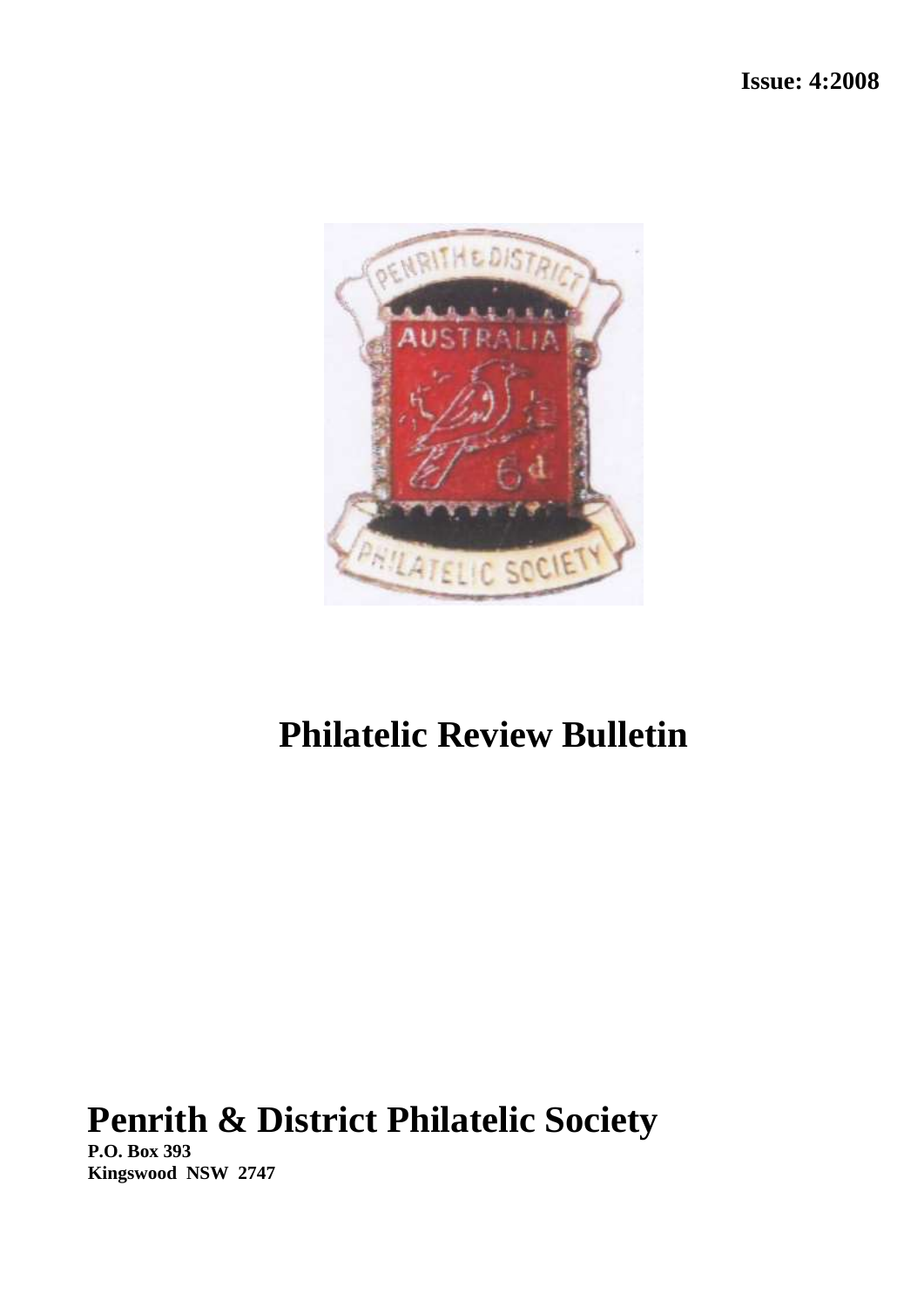**Issue: 4:2008**

# Philatelic Review Bulletin

# Penrith & District Philatelic Society

**P.O. Box 393**
**Kingswood NSW 2747**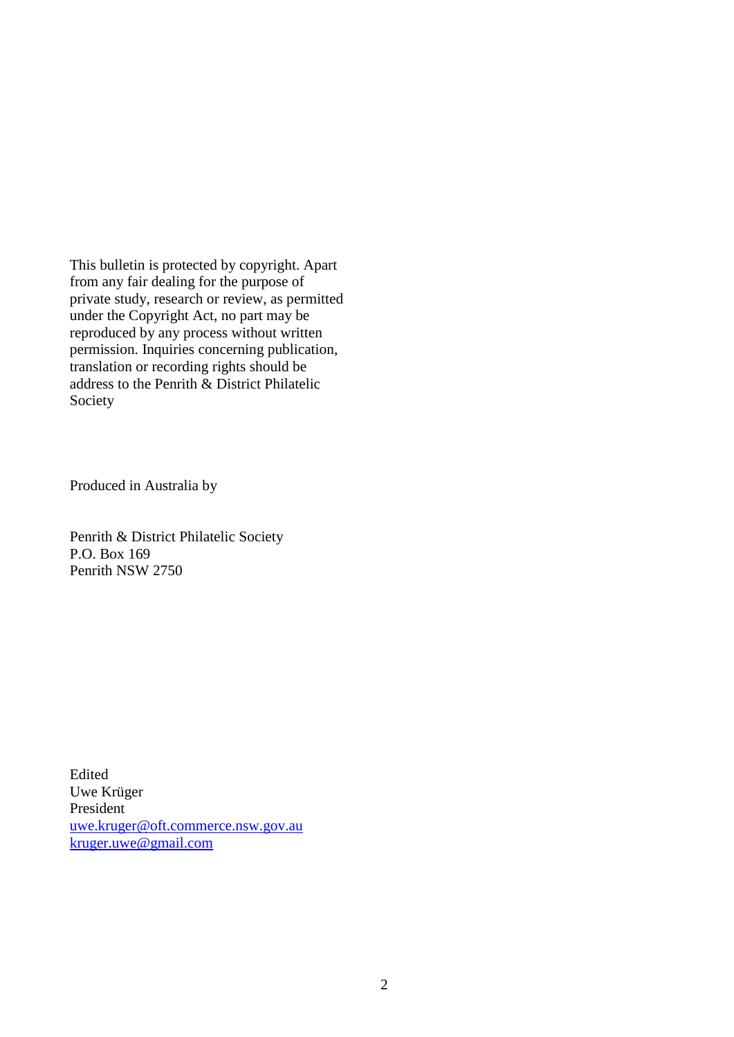This bulletin is protected by copyright. Apart from any fair dealing for the purpose of private study, research or review, as permitted under the Copyright Act, no part may be reproduced by any process without written permission. Inquiries concerning publication, translation or recording rights should be address to the Penrith & District Philatelic Society

Produced in Australia by

Penrith & District Philatelic Society  
P.O. Box 169  
Penrith NSW 2750

Edited  
Uwe Krüger  
President  
uwe.kruger@oft.commerce.nsw.gov.au  
kruger.uwe@gmail.com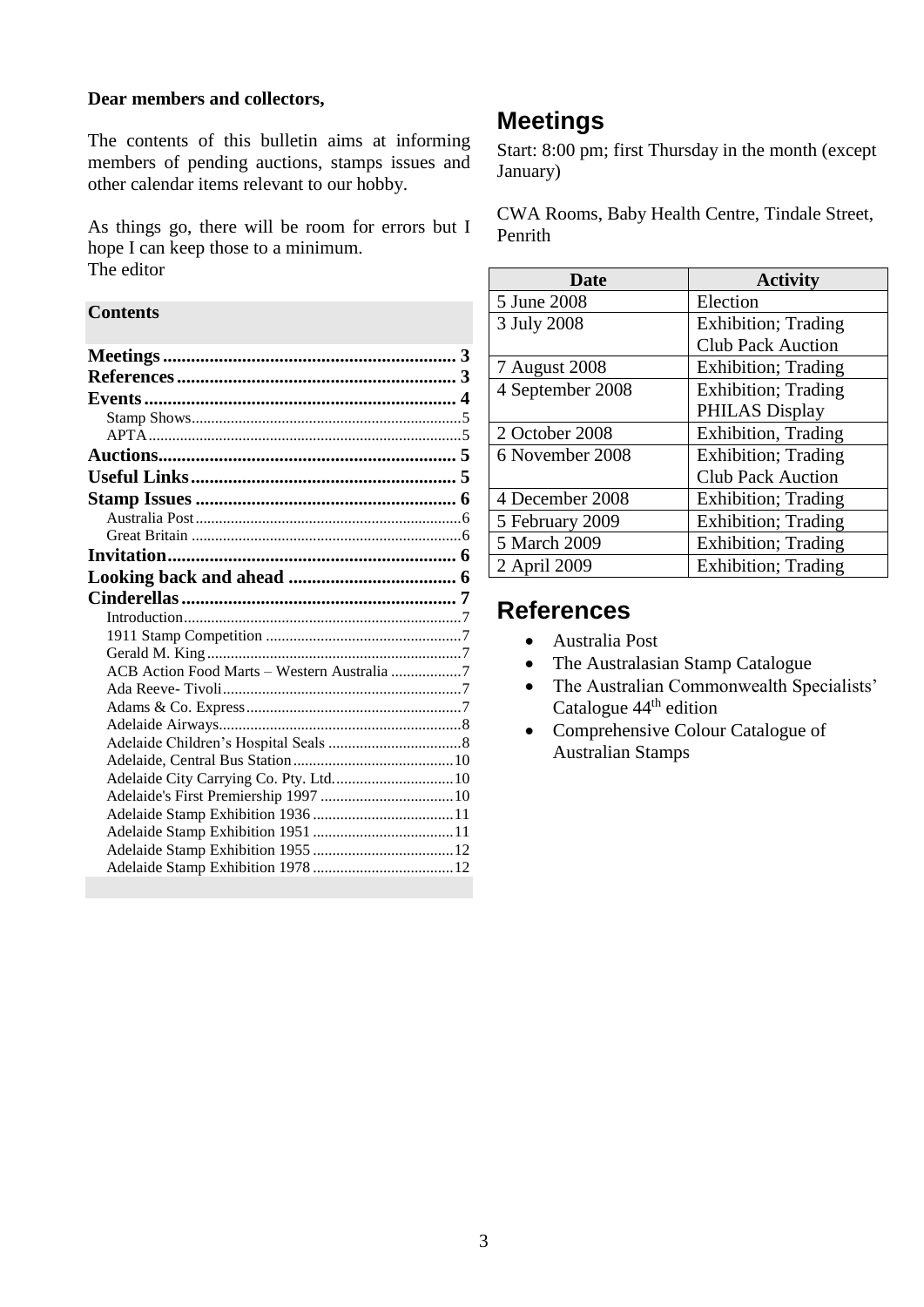**Dear members and collectors,**

The contents of this bulletin aims at informing members of pending auctions, stamps issues and other calendar items relevant to our hobby.

As things go, there will be room for errors but I hope I can keep those to a minimum.
The editor

**Contents**

**Meetings** .... 3
**References** .... 3
**Events** .... 4
- Stamp Shows .... 5
- APTA .... 5

**Auctions** .... 5
**Useful Links** .... 5
**Stamp Issues** .... 6
- Australia Post .... 6
- Great Britain .... 6

**Invitation** .... 6
**Looking back and ahead** .... 6
**Cinderellas** .... 7
- Introduction .... 7
- 1911 Stamp Competition .... 7
- Gerald M. King .... 7
- ACB Action Food Marts – Western Australia .... 7
- Ada Reeve- Tivoli .... 7
- Adams & Co. Express .... 7
- Adelaide Airways .... 8
- Adelaide Children's Hospital Seals .... 8
- Adelaide, Central Bus Station .... 10
- Adelaide City Carrying Co. Pty. Ltd. .... 10
- Adelaide's First Premiership 1997 .... 10
- Adelaide Stamp Exhibition 1936 .... 11
- Adelaide Stamp Exhibition 1951 .... 11
- Adelaide Stamp Exhibition 1955 .... 12
- Adelaide Stamp Exhibition 1978 .... 12

# Meetings

Start: 8:00 pm; first Thursday in the month (except January)

CWA Rooms, Baby Health Centre, Tindale Street, Penrith

| Date | Activity |
|---|---|
| 5 June 2008 | Election |
| 3 July 2008 | Exhibition; Trading Club Pack Auction |
| 7 August 2008 | Exhibition; Trading |
| 4 September 2008 | Exhibition; Trading PHILAS Display |
| 2 October 2008 | Exhibition, Trading |
| 6 November 2008 | Exhibition; Trading Club Pack Auction |
| 4 December 2008 | Exhibition; Trading |
| 5 February 2009 | Exhibition; Trading |
| 5 March 2009 | Exhibition; Trading |
| 2 April 2009 | Exhibition; Trading |

# References

- Australia Post
- The Australasian Stamp Catalogue
- The Australian Commonwealth Specialists' Catalogue 44th edition
- Comprehensive Colour Catalogue of Australian Stamps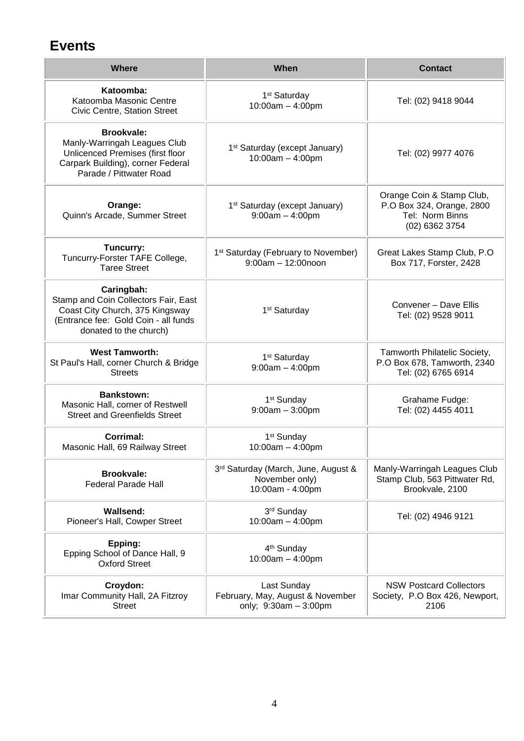## Events

| Where | When | Contact |
|---|---|---|
| **Katoomba:** Katoomba Masonic Centre Civic Centre, Station Street | 1st Saturday 10:00am – 4:00pm | Tel: (02) 9418 9044 |
| **Brookvale:** Manly-Warringah Leagues Club Unlicenced Premises (first floor Carpark Building), corner Federal Parade / Pittwater Road | 1st Saturday (except January) 10:00am – 4:00pm | Tel: (02) 9977 4076 |
| **Orange:** Quinn's Arcade, Summer Street | 1st Saturday (except January) 9:00am – 4:00pm | Orange Coin & Stamp Club, P.O Box 324, Orange, 2800 Tel: Norm Binns (02) 6362 3754 |
| **Tuncurry:** Tuncurry-Forster TAFE College, Taree Street | 1st Saturday (February to November) 9:00am – 12:00noon | Great Lakes Stamp Club, P.O Box 717, Forster, 2428 |
| **Caringbah:** Stamp and Coin Collectors Fair, East Coast City Church, 375 Kingsway (Entrance fee: Gold Coin - all funds donated to the church) | 1st Saturday | Convener – Dave Ellis Tel: (02) 9528 9011 |
| **West Tamworth:** St Paul's Hall, corner Church & Bridge Streets | 1st Saturday 9:00am – 4:00pm | Tamworth Philatelic Society, P.O Box 678, Tamworth, 2340 Tel: (02) 6765 6914 |
| **Bankstown:** Masonic Hall, corner of Restwell Street and Greenfields Street | 1st Sunday 9:00am – 3:00pm | Grahame Fudge: Tel: (02) 4455 4011 |
| **Corrimal:** Masonic Hall, 69 Railway Street | 1st Sunday 10:00am – 4:00pm | |
| **Brookvale:** Federal Parade Hall | 3rd Saturday (March, June, August & November only) 10:00am - 4:00pm | Manly-Warringah Leagues Club Stamp Club, 563 Pittwater Rd, Brookvale, 2100 |
| **Wallsend:** Pioneer's Hall, Cowper Street | 3rd Sunday 10:00am – 4:00pm | Tel: (02) 4946 9121 |
| **Epping:** Epping School of Dance Hall, 9 Oxford Street | 4th Sunday 10:00am – 4:00pm | |
| **Croydon:** Imar Community Hall, 2A Fitzroy Street | Last Sunday February, May, August & November only; 9:30am – 3:00pm | NSW Postcard Collectors Society, P.O Box 426, Newport, 2106 |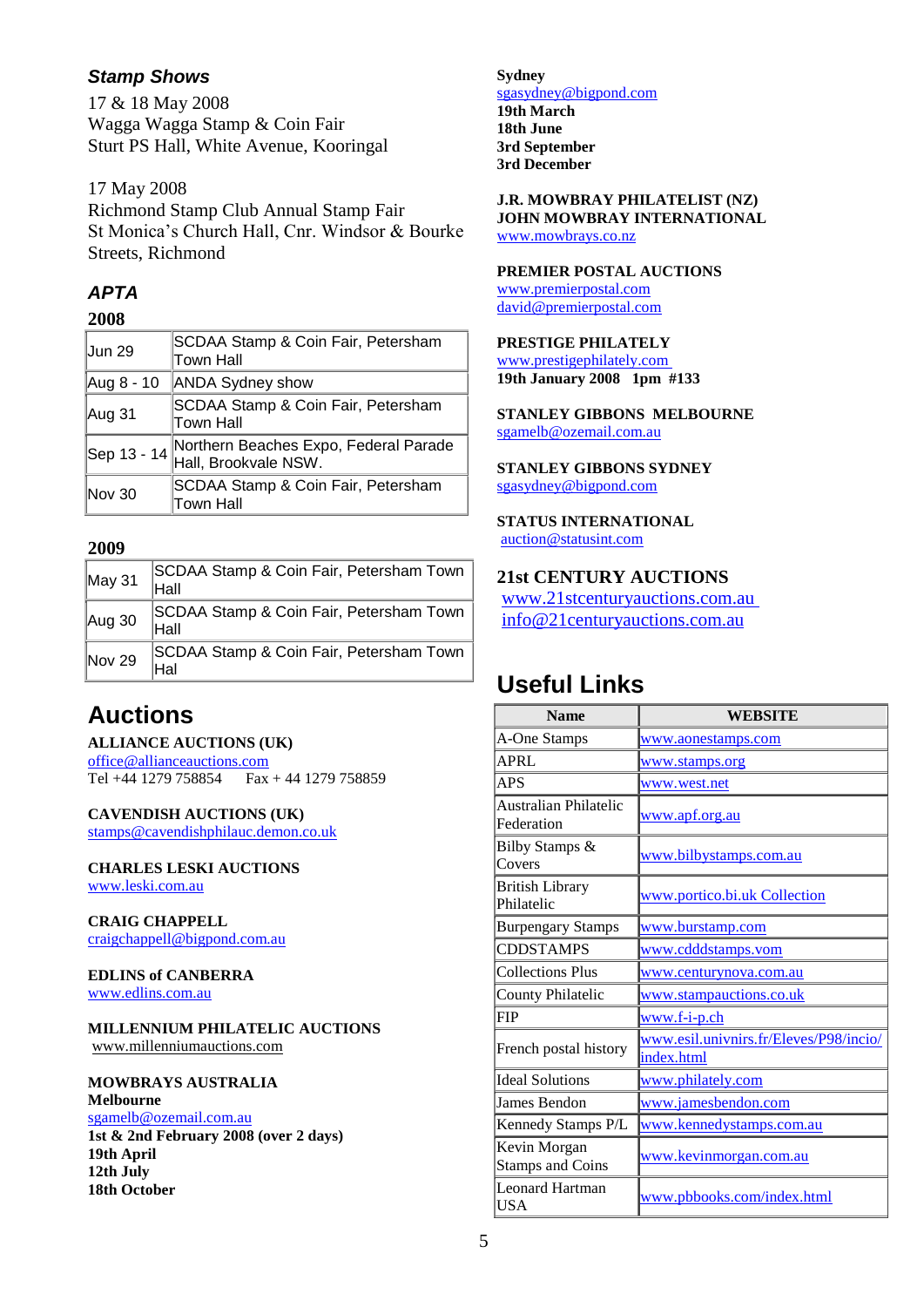## *Stamp Shows*

17 & 18 May 2008
Wagga Wagga Stamp & Coin Fair
Sturt PS Hall, White Avenue, Kooringal

17 May 2008
Richmond Stamp Club Annual Stamp Fair
St Monica's Church Hall, Cnr. Windsor & Bourke Streets, Richmond

## *APTA*

**2008**

| | |
|---|---|
| Jun 29 | SCDAA Stamp & Coin Fair, Petersham Town Hall |
| Aug 8 - 10 | ANDA Sydney show |
| Aug 31 | SCDAA Stamp & Coin Fair, Petersham Town Hall |
| Sep 13 - 14 | Northern Beaches Expo, Federal Parade Hall, Brookvale NSW. |
| Nov 30 | SCDAA Stamp & Coin Fair, Petersham Town Hall |

**2009**

| | |
|---|---|
| May 31 | SCDAA Stamp & Coin Fair, Petersham Town Hall |
| Aug 30 | SCDAA Stamp & Coin Fair, Petersham Town Hall |
| Nov 29 | SCDAA Stamp & Coin Fair, Petersham Town Hal |

## Auctions

**ALLIANCE AUCTIONS (UK)**
office@allianceauctions.com
Tel +44 1279 758854 Fax + 44 1279 758859

**CAVENDISH AUCTIONS (UK)**
stamps@cavendishphilauc.demon.co.uk

**CHARLES LESKI AUCTIONS**
www.leski.com.au

**CRAIG CHAPPELL**
craigchappell@bigpond.com.au

**EDLINS of CANBERRA**
www.edlins.com.au

**MILLENNIUM PHILATELIC AUCTIONS**
www.millenniumauctions.com

**MOWBRAYS AUSTRALIA**
**Melbourne**
sgamelb@ozemail.com.au
**1st & 2nd February 2008 (over 2 days)**
**19th April**
**12th July**
**18th October**

**Sydney**
sgasydney@bigpond.com
**19th March**
**18th June**
**3rd September**
**3rd December**

**J.R. MOWBRAY PHILATELIST (NZ)**
**JOHN MOWBRAY INTERNATIONAL**
www.mowbrays.co.nz

**PREMIER POSTAL AUCTIONS**
www.premierpostal.com
david@premierpostal.com

**PRESTIGE PHILATELY**
www.prestigephilately.com
**19th January 2008 1pm #133**

**STANLEY GIBBONS MELBOURNE**
sgamelb@ozemail.com.au

**STANLEY GIBBONS SYDNEY**
sgasydney@bigpond.com

**STATUS INTERNATIONAL**
auction@statusint.com

**21st CENTURY AUCTIONS**
www.21stcenturyauctions.com.au
info@21centuryauctions.com.au

## Useful Links

| Name | WEBSITE |
|---|---|
| A-One Stamps | www.aonestamps.com |
| APRL | www.stamps.org |
| APS | www.west.net |
| Australian Philatelic Federation | www.apf.org.au |
| Bilby Stamps & Covers | www.bilbystamps.com.au |
| British Library Philatelic | www.portico.bi.uk Collection |
| Burpengary Stamps | www.burstamp.com |
| CDDSTAMPS | www.cdddstamps.vom |
| Collections Plus | www.centurynova.com.au |
| County Philatelic | www.stampauctions.co.uk |
| FIP | www.f-i-p.ch |
| French postal history | www.esil.univnirs.fr/Eleves/P98/incio/index.html |
| Ideal Solutions | www.philately.com |
| James Bendon | www.jamesbendon.com |
| Kennedy Stamps P/L | www.kennedystamps.com.au |
| Kevin Morgan Stamps and Coins | www.kevinmorgan.com.au |
| Leonard Hartman USA | www.pbbooks.com/index.html |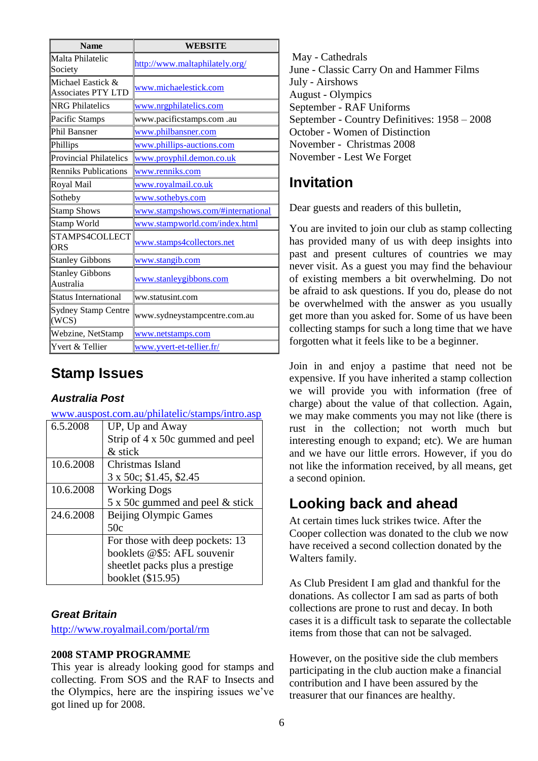| Name | WEBSITE |
|---|---|
| Malta Philatelic Society | http://www.maltaphilately.org/ |
| Michael Eastick & Associates PTY LTD | www.michaelestick.com |
| NRG Philatelics | www.nrgphilatelics.com |
| Pacific Stamps | www.pacificstamps.com .au |
| Phil Bansner | www.philbansner.com |
| Phillips | www.phillips-auctions.com |
| Provincial Philatelics | www.proyphil.demon.co.uk |
| Renniks Publications | www.renniks.com |
| Royal Mail | www.royalmail.co.uk |
| Sotheby | www.sothebys.com |
| Stamp Shows | www.stampshows.com/#international |
| Stamp World | www.stampworld.com/index.html |
| STAMPS4COLLECTORS | www.stamps4collectors.net |
| Stanley Gibbons | www.stangib.com |
| Stanley Gibbons Australia | www.stanleygibbons.com |
| Status International | ww.statusint.com |
| Sydney Stamp Centre (WCS) | www.sydneystampcentre.com.au |
| Webzine, NetStamp | www.netstamps.com |
| Yvert & Tellier | www.yvert-et-tellier.fr/ |

## Stamp Issues

### *Australia Post*

www.auspost.com.au/philatelic/stamps/intro.asp

| | |
|---|---|
| 6.5.2008 | UP, Up and Away<br>Strip of 4 x 50c gummed and peel & stick |
| 10.6.2008 | Christmas Island<br>3 x 50c; $1.45, $2.45 |
| 10.6.2008 | Working Dogs<br>5 x 50c gummed and peel & stick |
| 24.6.2008 | Beijing Olympic Games<br>50c |
| | For those with deep pockets: 13 booklets @$5: AFL souvenir sheetlet packs plus a prestige booklet ($15.95) |

### *Great Britain*

http://www.royalmail.com/portal/rm

**2008 STAMP PROGRAMME**

This year is already looking good for stamps and collecting. From SOS and the RAF to Insects and the Olympics, here are the inspiring issues we've got lined up for 2008.

May - Cathedrals
June - Classic Carry On and Hammer Films
July - Airshows
August - Olympics
September - RAF Uniforms
September - Country Definitives: 1958 – 2008
October - Women of Distinction
November - Christmas 2008
November - Lest We Forget

## Invitation

Dear guests and readers of this bulletin,

You are invited to join our club as stamp collecting has provided many of us with deep insights into past and present cultures of countries we may never visit. As a guest you may find the behaviour of existing members a bit overwhelming. Do not be afraid to ask questions. If you do, please do not be overwhelmed with the answer as you usually get more than you asked for. Some of us have been collecting stamps for such a long time that we have forgotten what it feels like to be a beginner.

Join in and enjoy a pastime that need not be expensive. If you have inherited a stamp collection we will provide you with information (free of charge) about the value of that collection. Again, we may make comments you may not like (there is rust in the collection; not worth much but interesting enough to expand; etc). We are human and we have our little errors. However, if you do not like the information received, by all means, get a second opinion.

## Looking back and ahead

At certain times luck strikes twice. After the Cooper collection was donated to the club we now have received a second collection donated by the Walters family.

As Club President I am glad and thankful for the donations. As collector I am sad as parts of both collections are prone to rust and decay. In both cases it is a difficult task to separate the collectable items from those that can not be salvaged.

However, on the positive side the club members participating in the club auction make a financial contribution and I have been assured by the treasurer that our finances are healthy.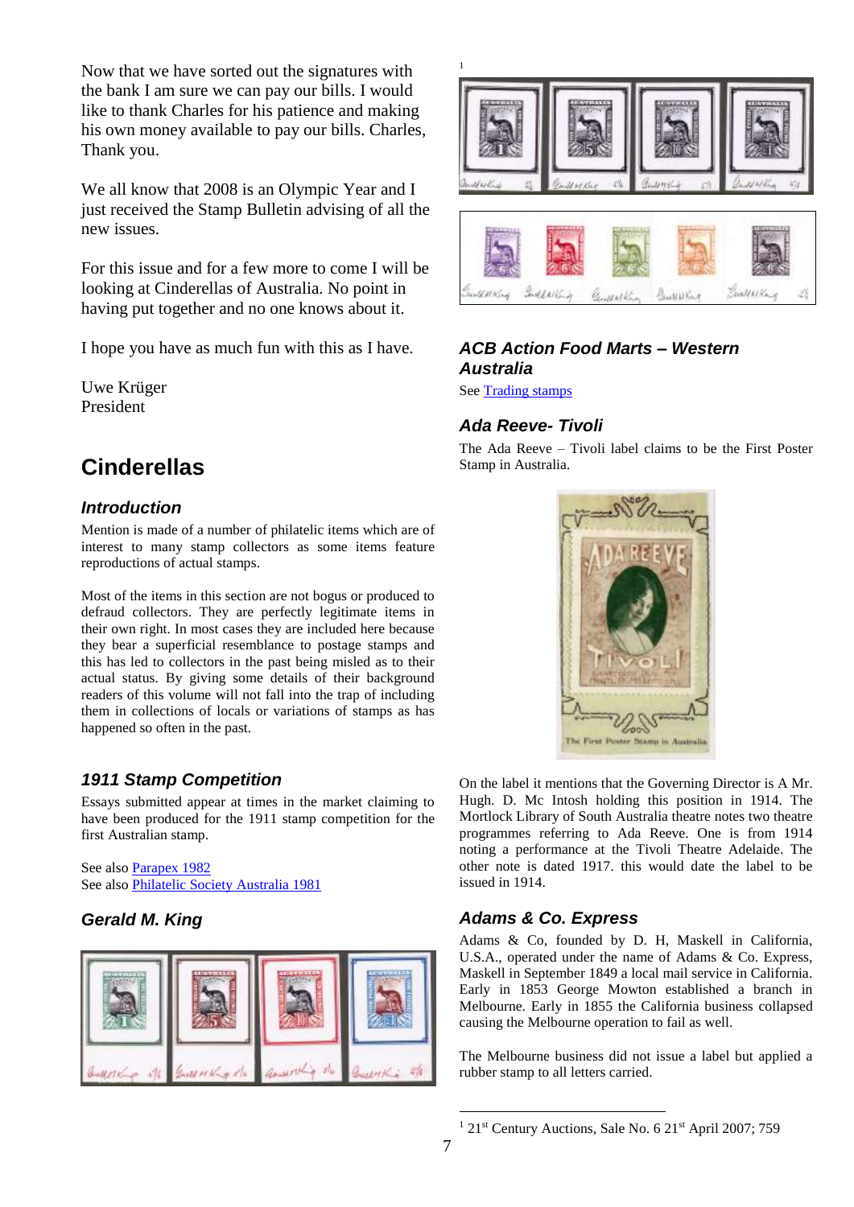Now that we have sorted out the signatures with the bank I am sure we can pay our bills. I would like to thank Charles for his patience and making his own money available to pay our bills. Charles, Thank you.

We all know that 2008 is an Olympic Year and I just received the Stamp Bulletin advising of all the new issues.

For this issue and for a few more to come I will be looking at Cinderellas of Australia. No point in having put together and no one knows about it.

I hope you have as much fun with this as I have.

Uwe Krüger
President

# Cinderellas

### *Introduction*

Mention is made of a number of philatelic items which are of interest to many stamp collectors as some items feature reproductions of actual stamps.

Most of the items in this section are not bogus or produced to defraud collectors. They are perfectly legitimate items in their own right. In most cases they are included here because they bear a superficial resemblance to postage stamps and this has led to collectors in the past being misled as to their actual status. By giving some details of their background readers of this volume will not fall into the trap of including them in collections of locals or variations of stamps as has happened so often in the past.

### *1911 Stamp Competition*

Essays submitted appear at times in the market claiming to have been produced for the 1911 stamp competition for the first Australian stamp.

See also Parapex 1982
See also Philatelic Society Australia 1981

### *Gerald M. King*

[1]

### *ACB Action Food Marts – Western Australia*

See Trading stamps

### *Ada Reeve- Tivoli*

The Ada Reeve – Tivoli label claims to be the First Poster Stamp in Australia.

On the label it mentions that the Governing Director is A Mr. Hugh. D. Mc Intosh holding this position in 1914. The Mortlock Library of South Australia theatre notes two theatre programmes referring to Ada Reeve. One is from 1914 noting a performance at the Tivoli Theatre Adelaide. The other note is dated 1917. this would date the label to be issued in 1914.

### *Adams & Co. Express*

Adams & Co, founded by D. H, Maskell in California, U.S.A., operated under the name of Adams & Co. Express, Maskell in September 1849 a local mail service in California. Early in 1853 George Mowton established a branch in Melbourne. Early in 1855 the California business collapsed causing the Melbourne operation to fail as well.

The Melbourne business did not issue a label but applied a rubber stamp to all letters carried.

---

[1] 21st Century Auctions, Sale No. 6 21st April 2007; 759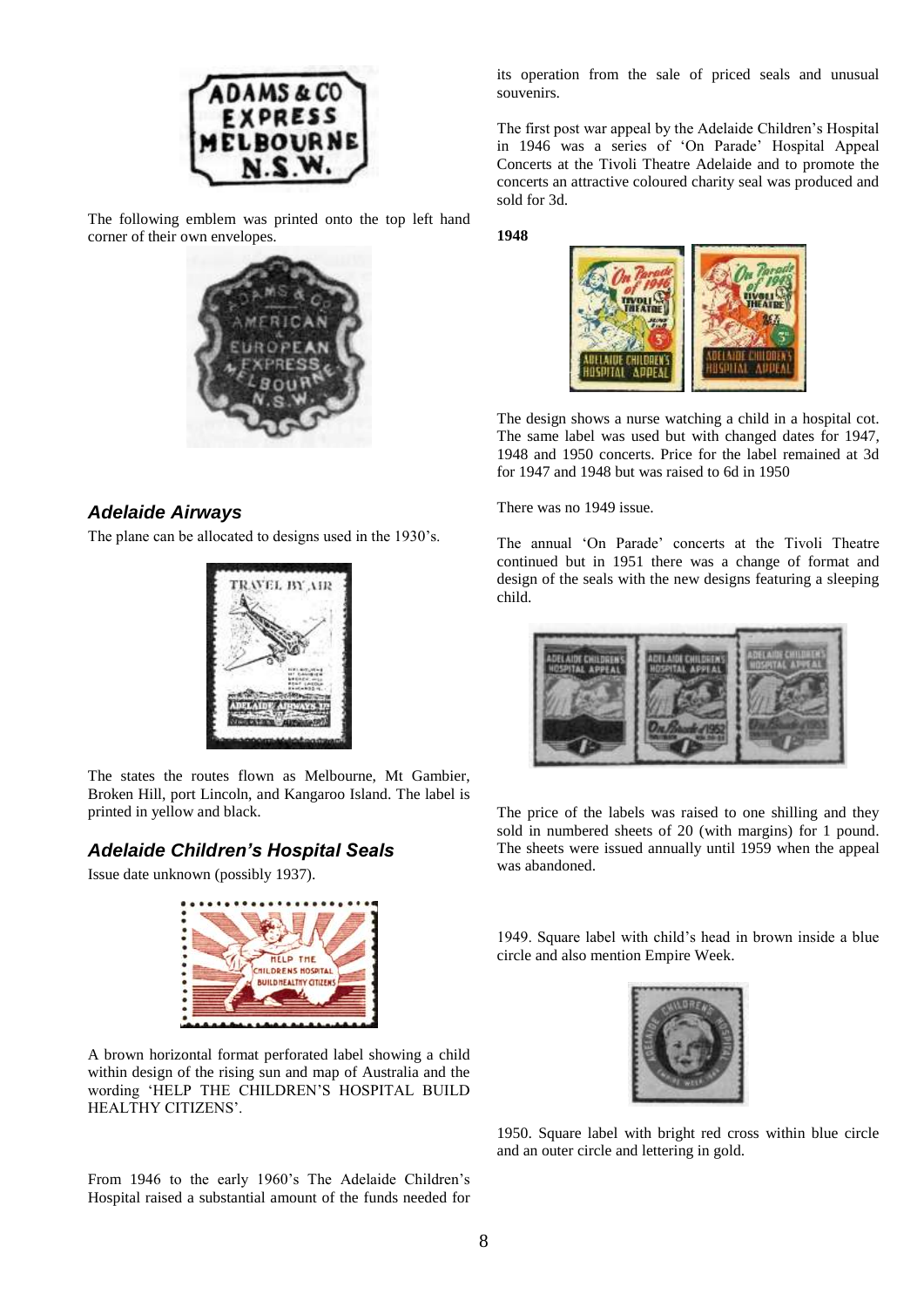The following emblem was printed onto the top left hand corner of their own envelopes.

### *Adelaide Airways*

The plane can be allocated to designs used in the 1930's.

The states the routes flown as Melbourne, Mt Gambier, Broken Hill, port Lincoln, and Kangaroo Island. The label is printed in yellow and black.

### *Adelaide Children's Hospital Seals*

Issue date unknown (possibly 1937).

A brown horizontal format perforated label showing a child within design of the rising sun and map of Australia and the wording 'HELP THE CHILDREN'S HOSPITAL BUILD HEALTHY CITIZENS'.

From 1946 to the early 1960's The Adelaide Children's Hospital raised a substantial amount of the funds needed for its operation from the sale of priced seals and unusual souvenirs.

The first post war appeal by the Adelaide Children's Hospital in 1946 was a series of 'On Parade' Hospital Appeal Concerts at the Tivoli Theatre Adelaide and to promote the concerts an attractive coloured charity seal was produced and sold for 3d.

**1948**

The design shows a nurse watching a child in a hospital cot. The same label was used but with changed dates for 1947, 1948 and 1950 concerts. Price for the label remained at 3d for 1947 and 1948 but was raised to 6d in 1950

There was no 1949 issue.

The annual 'On Parade' concerts at the Tivoli Theatre continued but in 1951 there was a change of format and design of the seals with the new designs featuring a sleeping child.

The price of the labels was raised to one shilling and they sold in numbered sheets of 20 (with margins) for 1 pound. The sheets were issued annually until 1959 when the appeal was abandoned.

1949. Square label with child's head in brown inside a blue circle and also mention Empire Week.

1950. Square label with bright red cross within blue circle and an outer circle and lettering in gold.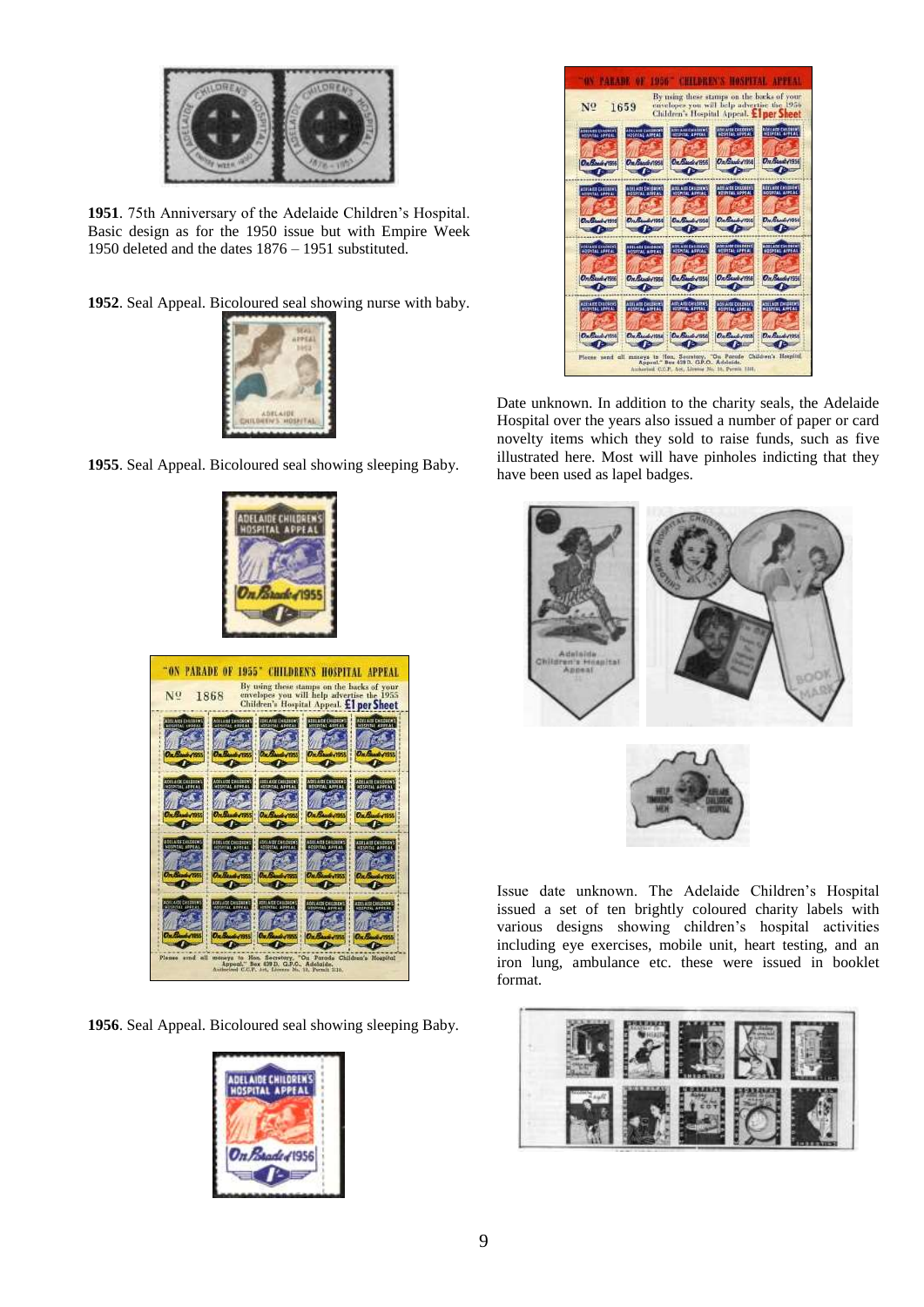**1951**. 75th Anniversary of the Adelaide Children's Hospital. Basic design as for the 1950 issue but with Empire Week 1950 deleted and the dates 1876 – 1951 substituted.

**1952**. Seal Appeal. Bicoloured seal showing nurse with baby.

**1955**. Seal Appeal. Bicoloured seal showing sleeping Baby.

**1956**. Seal Appeal. Bicoloured seal showing sleeping Baby.

Date unknown. In addition to the charity seals, the Adelaide Hospital over the years also issued a number of paper or card novelty items which they sold to raise funds, such as five illustrated here. Most will have pinholes indicting that they have been used as lapel badges.

Issue date unknown. The Adelaide Children's Hospital issued a set of ten brightly coloured charity labels with various designs showing children's hospital activities including eye exercises, mobile unit, heart testing, and an iron lung, ambulance etc. these were issued in booklet format.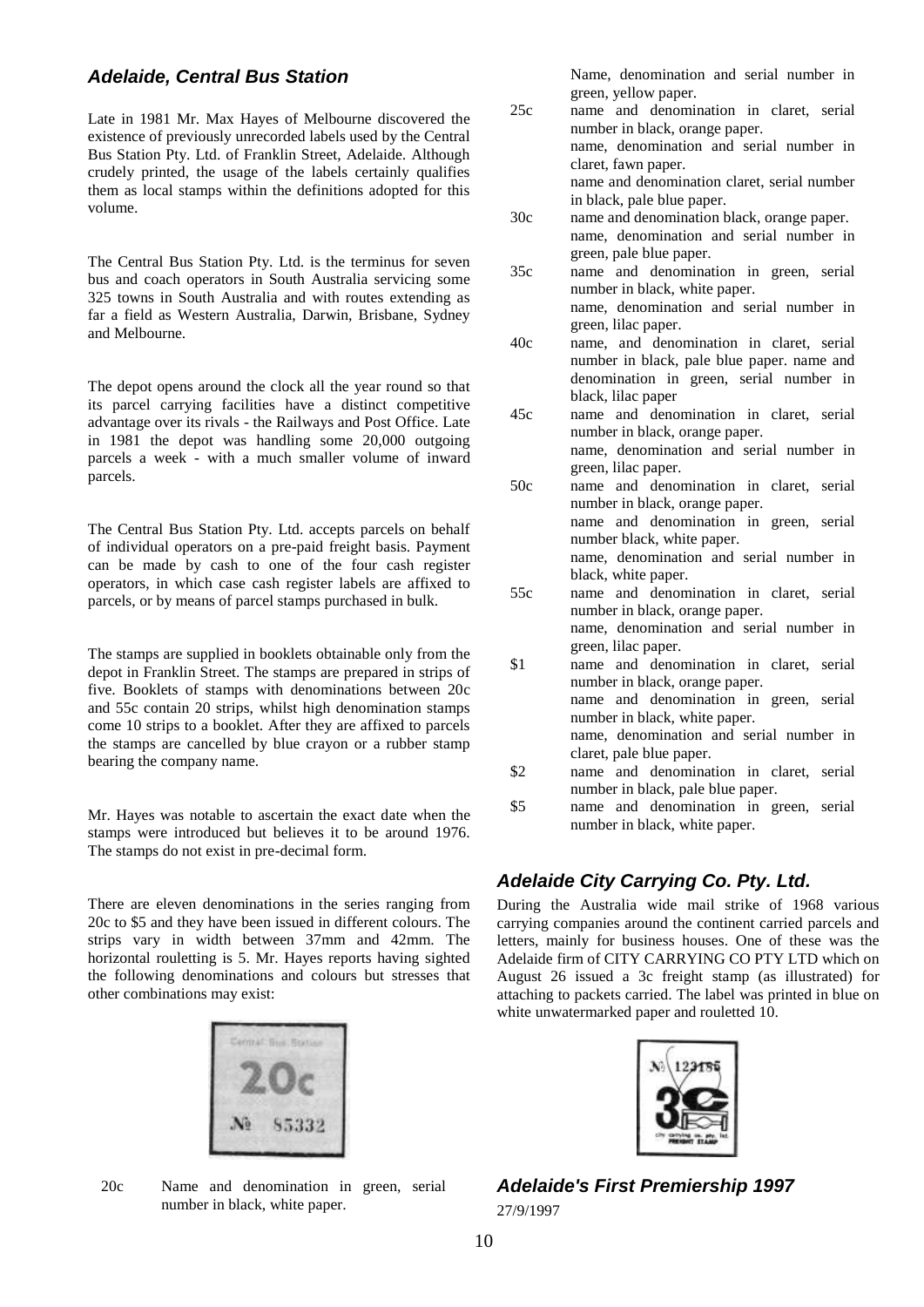### *Adelaide, Central Bus Station*

Late in 1981 Mr. Max Hayes of Melbourne discovered the existence of previously unrecorded labels used by the Central Bus Station Pty. Ltd. of Franklin Street, Adelaide. Although crudely printed, the usage of the labels certainly qualifies them as local stamps within the definitions adopted for this volume.

The Central Bus Station Pty. Ltd. is the terminus for seven bus and coach operators in South Australia servicing some 325 towns in South Australia and with routes extending as far a field as Western Australia, Darwin, Brisbane, Sydney and Melbourne.

The depot opens around the clock all the year round so that its parcel carrying facilities have a distinct competitive advantage over its rivals - the Railways and Post Office. Late in 1981 the depot was handling some 20,000 outgoing parcels a week - with a much smaller volume of inward parcels.

The Central Bus Station Pty. Ltd. accepts parcels on behalf of individual operators on a pre-paid freight basis. Payment can be made by cash to one of the four cash register operators, in which case cash register labels are affixed to parcels, or by means of parcel stamps purchased in bulk.

The stamps are supplied in booklets obtainable only from the depot in Franklin Street. The stamps are prepared in strips of five. Booklets of stamps with denominations between 20c and 55c contain 20 strips, whilst high denomination stamps come 10 strips to a booklet. After they are affixed to parcels the stamps are cancelled by blue crayon or a rubber stamp bearing the company name.

Mr. Hayes was notable to ascertain the exact date when the stamps were introduced but believes it to be around 1976. The stamps do not exist in pre-decimal form.

There are eleven denominations in the series ranging from 20c to $5 and they have been issued in different colours. The strips vary in width between 37mm and 42mm. The horizontal rouletting is 5. Mr. Hayes reports having sighted the following denominations and colours but stresses that other combinations may exist:

- 20c — Name and denomination in green, serial number in black, white paper.
  - Name, denomination and serial number in green, yellow paper.
- 25c — name and denomination in claret, serial number in black, orange paper.
  - name, denomination and serial number in claret, fawn paper.
  - name and denomination claret, serial number in black, pale blue paper.
- 30c — name and denomination black, orange paper.
  - name, denomination and serial number in green, pale blue paper.
- 35c — name and denomination in green, serial number in black, white paper.
  - name, denomination and serial number in green, lilac paper.
- 40c — name, and denomination in claret, serial number in black, pale blue paper. name and denomination in green, serial number in black, lilac paper
- 45c — name and denomination in claret, serial number in black, orange paper.
  - name, denomination and serial number in green, lilac paper.
- 50c — name and denomination in claret, serial number in black, orange paper.
  - name and denomination in green, serial number black, white paper.
  - name, denomination and serial number in black, white paper.
- 55c — name and denomination in claret, serial number in black, orange paper.
  - name, denomination and serial number in green, lilac paper.
- $1 — name and denomination in claret, serial number in black, orange paper.
  - name and denomination in green, serial number in black, white paper.
  - name, denomination and serial number in claret, pale blue paper.
- $2 — name and denomination in claret, serial number in black, pale blue paper.
- $5 — name and denomination in green, serial number in black, white paper.

### *Adelaide City Carrying Co. Pty. Ltd.*

During the Australia wide mail strike of 1968 various carrying companies around the continent carried parcels and letters, mainly for business houses. One of these was the Adelaide firm of CITY CARRYING CO PTY LTD which on August 26 issued a 3c freight stamp (as illustrated) for attaching to packets carried. The label was printed in blue on white unwatermarked paper and rouletted 10.

### *Adelaide's First Premiership 1997*

27/9/1997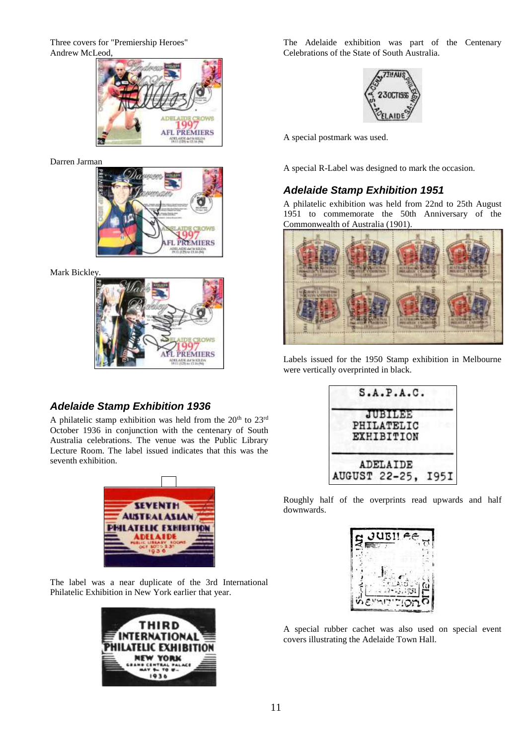Three covers for "Premiership Heroes"
Andrew McLeod,

Darren Jarman

Mark Bickley.

## *Adelaide Stamp Exhibition 1936*

A philatelic stamp exhibition was held from the 20th to 23rd October 1936 in conjunction with the centenary of South Australia celebrations. The venue was the Public Library Lecture Room. The label issued indicates that this was the seventh exhibition.

The label was a near duplicate of the 3rd International Philatelic Exhibition in New York earlier that year.

The Adelaide exhibition was part of the Centenary Celebrations of the State of South Australia.

A special postmark was used.

A special R-Label was designed to mark the occasion.

## *Adelaide Stamp Exhibition 1951*

A philatelic exhibition was held from 22nd to 25th August 1951 to commemorate the 50th Anniversary of the Commonwealth of Australia (1901).

Labels issued for the 1950 Stamp exhibition in Melbourne were vertically overprinted in black.

Roughly half of the overprints read upwards and half downwards.

A special rubber cachet was also used on special event covers illustrating the Adelaide Town Hall.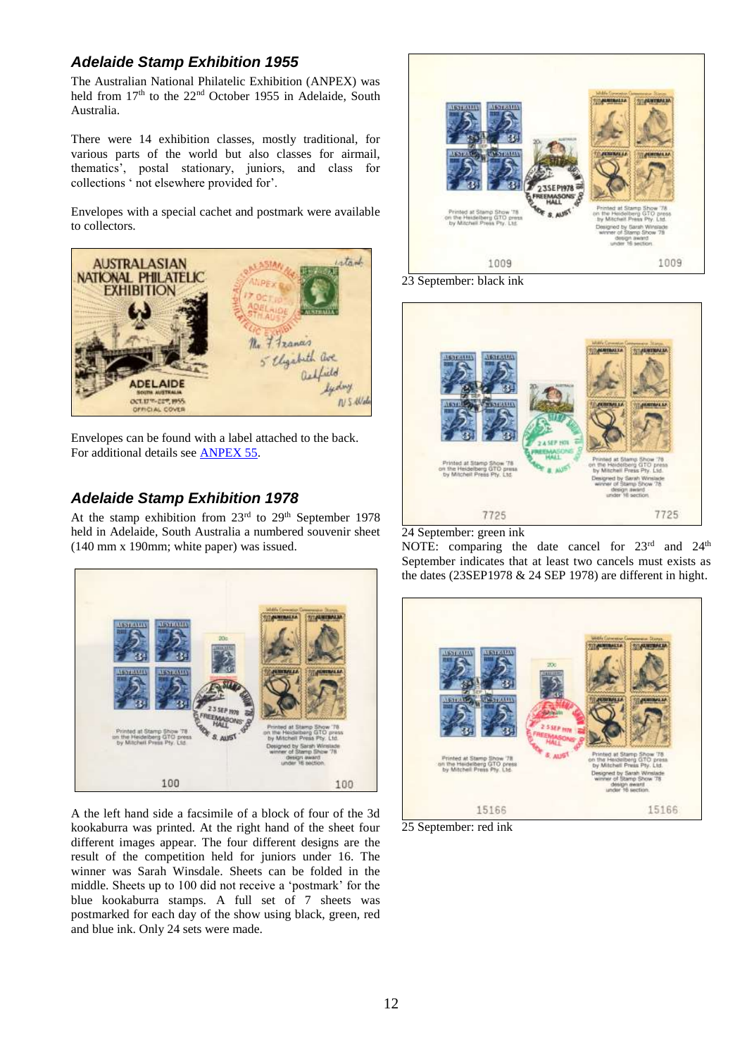## *Adelaide Stamp Exhibition 1955*

The Australian National Philatelic Exhibition (ANPEX) was held from 17th to the 22nd October 1955 in Adelaide, South Australia.

There were 14 exhibition classes, mostly traditional, for various parts of the world but also classes for airmail, thematics', postal stationary, juniors, and class for collections ' not elsewhere provided for'.

Envelopes with a special cachet and postmark were available to collectors.

Envelopes can be found with a label attached to the back. For additional details see ANPEX 55.

## *Adelaide Stamp Exhibition 1978*

At the stamp exhibition from 23rd to 29th September 1978 held in Adelaide, South Australia a numbered souvenir sheet (140 mm x 190mm; white paper) was issued.

A the left hand side a facsimile of a block of four of the 3d kookaburra was printed. At the right hand of the sheet four different images appear. The four different designs are the result of the competition held for juniors under 16. The winner was Sarah Winsdale. Sheets can be folded in the middle. Sheets up to 100 did not receive a 'postmark' for the blue kookaburra stamps. A full set of 7 sheets was postmarked for each day of the show using black, green, red and blue ink. Only 24 sets were made.

23 September: black ink

24 September: green ink

NOTE: comparing the date cancel for 23rd and 24th September indicates that at least two cancels must exists as the dates (23SEP1978 & 24 SEP 1978) are different in hight.

25 September: red ink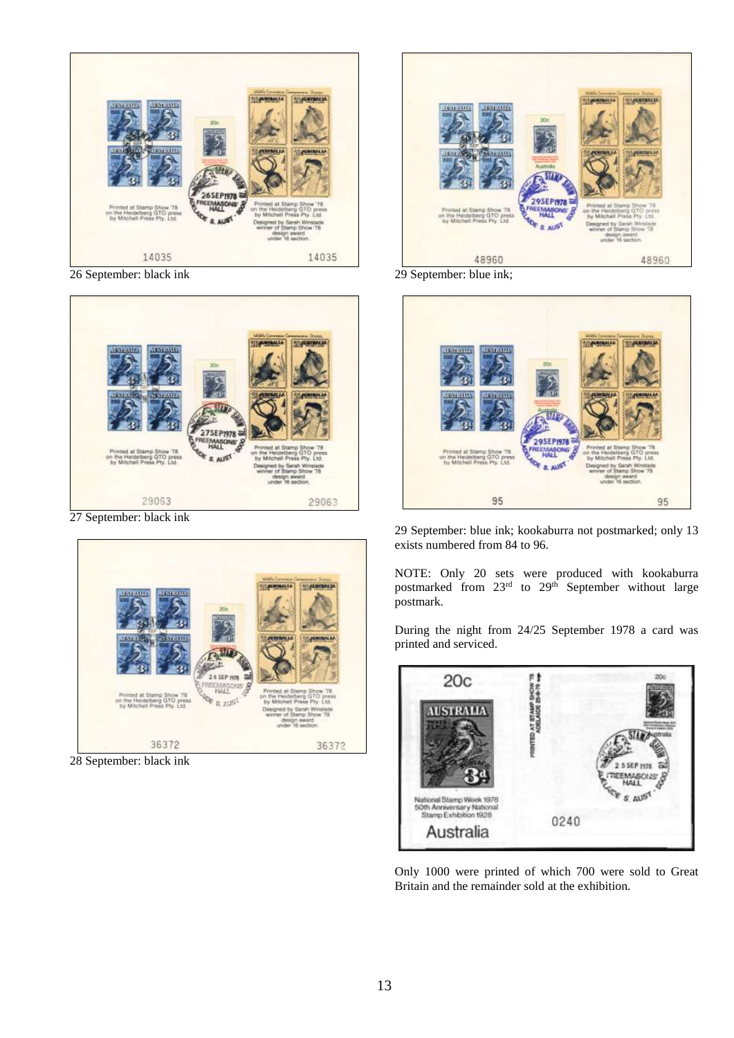26 September: black ink

27 September: black ink

28 September: black ink

29 September: blue ink;

29 September: blue ink; kookaburra not postmarked; only 13 exists numbered from 84 to 96.

NOTE: Only 20 sets were produced with kookaburra postmarked from 23rd to 29th September without large postmark.

During the night from 24/25 September 1978 a card was printed and serviced.

Only 1000 were printed of which 700 were sold to Great Britain and the remainder sold at the exhibition.